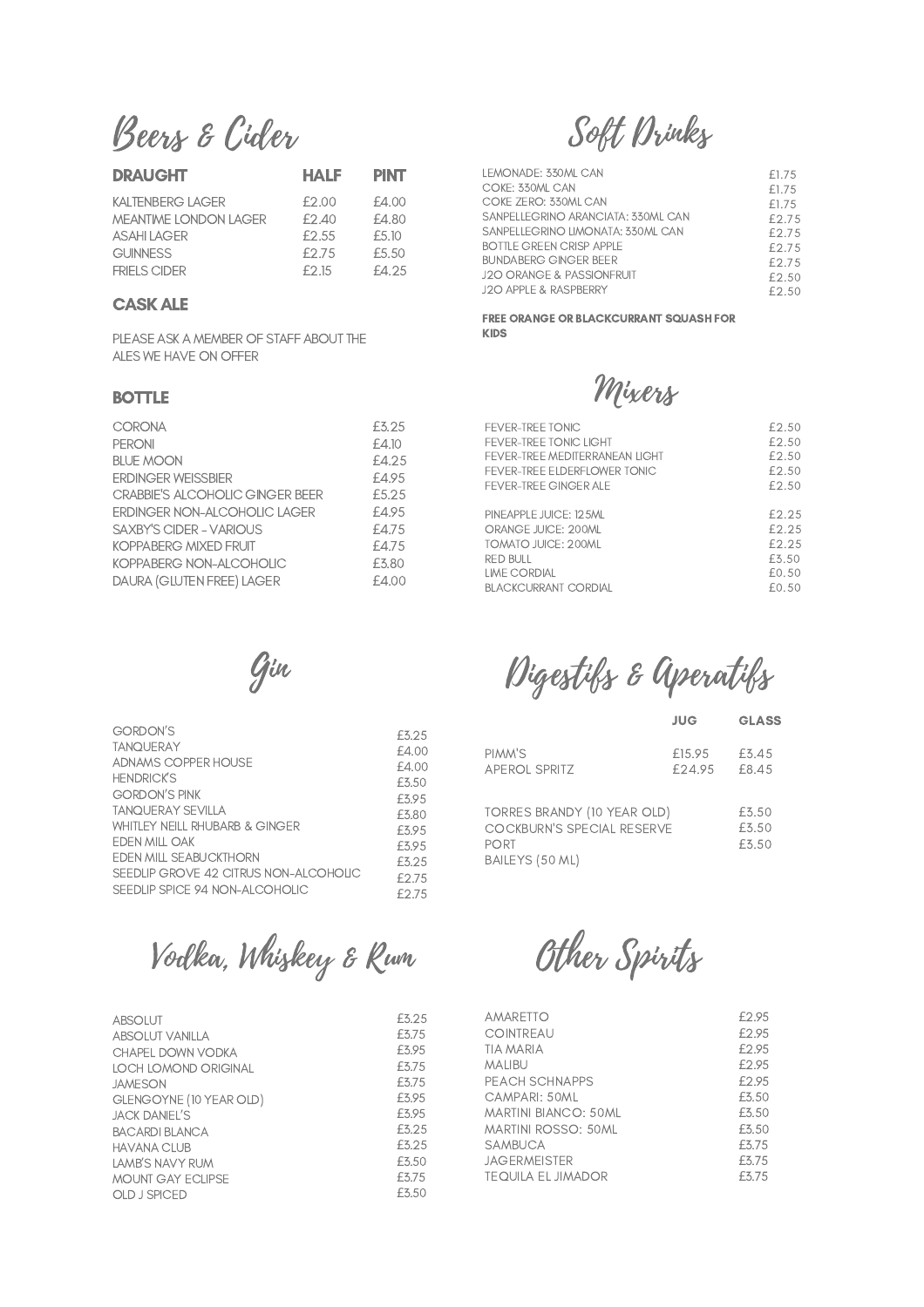# Beers & Cider

| DRAUGHT | HALF | PINT |
|---|---|---|
| KALTENBERG LAGER | £2.00 | £4.00 |
| MEANTIME LONDON LAGER | £2.40 | £4.80 |
| ASAHI LAGER | £2.55 | £5.10 |
| GUINNESS | £2.75 | £5.50 |
| FRIELS CIDER | £2.15 | £4.25 |

## CASK ALE

PLEASE ASK A MEMBER OF STAFF ABOUT THE ALES WE HAVE ON OFFER

## BOTTLE

| | |
|---|---|
| CORONA | £3.25 |
| PERONI | £4.10 |
| BLUE MOON | £4.25 |
| ERDINGER WEISSBIER | £4.95 |
| CRABBIE'S ALCOHOLIC GINGER BEER | £5.25 |
| ERDINGER NON-ALCOHOLIC LAGER | £4.95 |
| SAXBY'S CIDER - VARIOUS | £4.75 |
| KOPPABERG MIXED FRUIT | £4.75 |
| KOPPABERG NON-ALCOHOLIC | £3.80 |
| DAURA (GLUTEN FREE) LAGER | £4.00 |

# Soft Drinks

| | |
|---|---|
| LEMONADE: 330ML CAN | £1.75 |
| COKE: 330ML CAN | £1.75 |
| COKE ZERO: 330ML CAN | £1.75 |
| SANPELLEGRINO ARANCIATA: 330ML CAN | £2.75 |
| SANPELLEGRINO LIMONATA: 330ML CAN | £2.75 |
| BOTTLE GREEN CRISP APPLE | £2.75 |
| BUNDABERG GINGER BEER | £2.75 |
| J2O ORANGE & PASSIONFRUIT | £2.50 |
| J2O APPLE & RASPBERRY | £2.50 |

**FREE ORANGE OR BLACKCURRANT SQUASH FOR KIDS**

# Mixers

| | |
|---|---|
| FEVER-TREE TONIC | £2.50 |
| FEVER-TREE TONIC LIGHT | £2.50 |
| FEVER-TREE MEDITERRANEAN LIGHT | £2.50 |
| FEVER-TREE ELDERFLOWER TONIC | £2.50 |
| FEVER-TREE GINGER ALE | £2.50 |
| PINEAPPLE JUICE: 125ML | £2.25 |
| ORANGE JUICE: 200ML | £2.25 |
| TOMATO JUICE: 200ML | £2.25 |
| RED BULL | £3.50 |
| LIME CORDIAL | £0.50 |
| BLACKCURRANT CORDIAL | £0.50 |

# Gin

| | |
|---|---|
| GORDON'S | £3.25 |
| TANQUERAY | £4.00 |
| ADNAMS COPPER HOUSE | £4.00 |
| HENDRICK'S | £3.50 |
| GORDON'S PINK | £3.95 |
| TANQUERAY SEVILLA | £3.80 |
| WHITLEY NEILL RHUBARB & GINGER | £3.95 |
| EDEN MILL OAK | £3.95 |
| EDEN MILL SEABUCKTHORN | £3.25 |
| SEEDLIP GROVE 42 CITRUS NON-ALCOHOLIC | £2.75 |
| SEEDLIP SPICE 94 NON-ALCOHOLIC | £2.75 |

# Digestifs & Aperatifs

| | JUG | GLASS |
|---|---|---|
| PIMM'S | £15.95 | £3.45 |
| APEROL SPRITZ | £24.95 | £8.45 |

| | |
|---|---|
| TORRES BRANDY (10 YEAR OLD) | £3.50 |
| COCKBURN'S SPECIAL RESERVE PORT | £3.50 |
| BAILEYS (50 ML) | £3.50 |

# Vodka, Whiskey & Rum

| | |
|---|---|
| ABSOLUT | £3.25 |
| ABSOLUT VANILLA | £3.75 |
| CHAPEL DOWN VODKA | £3.95 |
| LOCH LOMOND ORIGINAL | £3.75 |
| JAMESON | £3.75 |
| GLENGOYNE (10 YEAR OLD) | £3.95 |
| JACK DANIEL'S | £3.95 |
| BACARDI BLANCA | £3.25 |
| HAVANA CLUB | £3.25 |
| LAMB'S NAVY RUM | £3.50 |
| MOUNT GAY ECLIPSE | £3.75 |
| OLD J SPICED | £3.50 |

# Other Spirits

| | |
|---|---|
| AMARETTO | £2.95 |
| COINTREAU | £2.95 |
| TIA MARIA | £2.95 |
| MALIBU | £2.95 |
| PEACH SCHNAPPS | £2.95 |
| CAMPARI: 50ML | £3.50 |
| MARTINI BIANCO: 50ML | £3.50 |
| MARTINI ROSSO: 50ML | £3.50 |
| SAMBUCA | £3.75 |
| JAGERMEISTER | £3.75 |
| TEQUILA EL JIMADOR | £3.75 |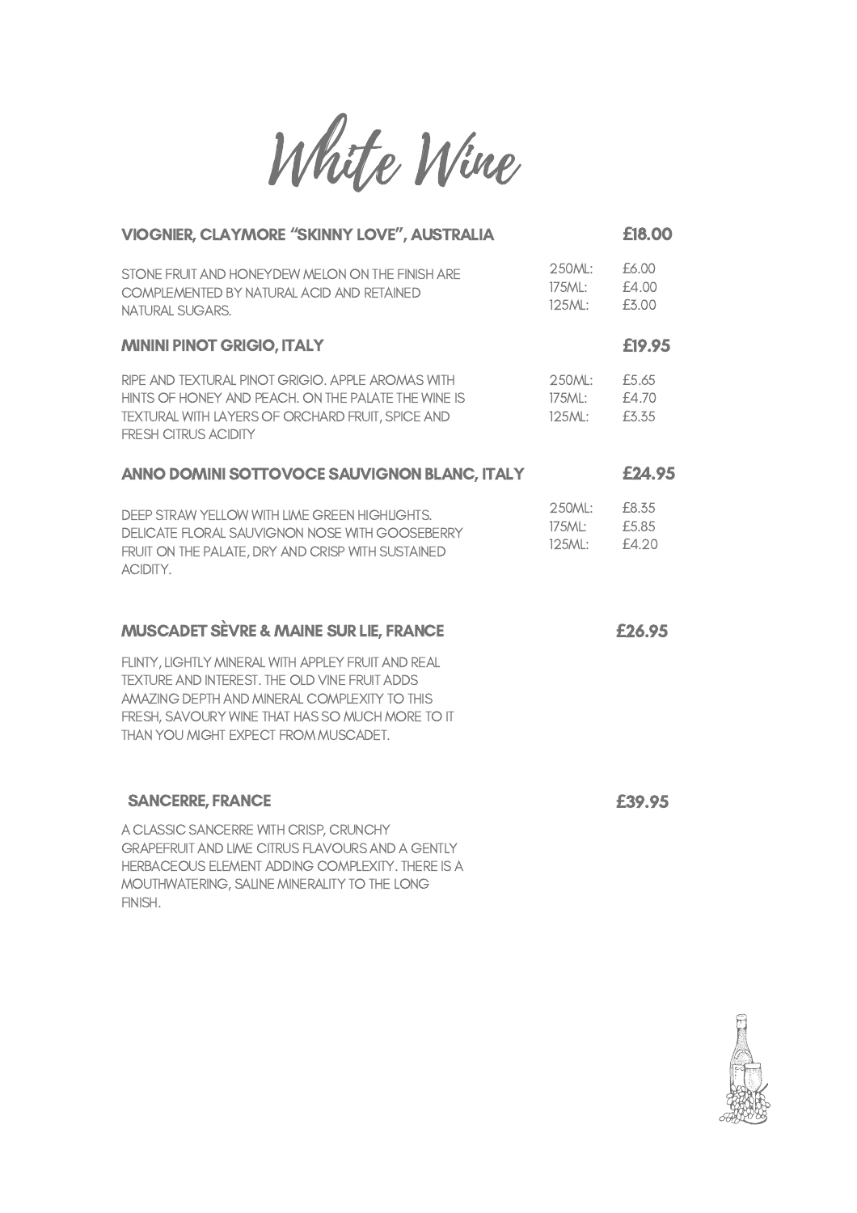# White Wine

## VIOGNIER, CLAYMORE "SKINNY LOVE", AUSTRALIA — £18.00

STONE FRUIT AND HONEYDEW MELON ON THE FINISH ARE COMPLEMENTED BY NATURAL ACID AND RETAINED NATURAL SUGARS.

250ML: £6.00
175ML: £4.00
125ML: £3.00

## MININI PINOT GRIGIO, ITALY — £19.95

RIPE AND TEXTURAL PINOT GRIGIO. APPLE AROMAS WITH HINTS OF HONEY AND PEACH. ON THE PALATE THE WINE IS TEXTURAL WITH LAYERS OF ORCHARD FRUIT, SPICE AND FRESH CITRUS ACIDITY

250ML: £5.65
175ML: £4.70
125ML: £3.35

## ANNO DOMINI SOTTOVOCE SAUVIGNON BLANC, ITALY — £24.95

DEEP STRAW YELLOW WITH LIME GREEN HIGHLIGHTS. DELICATE FLORAL SAUVIGNON NOSE WITH GOOSEBERRY FRUIT ON THE PALATE, DRY AND CRISP WITH SUSTAINED ACIDITY.

250ML: £8.35
175ML: £5.85
125ML: £4.20

## MUSCADET SÈVRE & MAINE SUR LIE, FRANCE — £26.95

FLINTY, LIGHTLY MINERAL WITH APPLEY FRUIT AND REAL TEXTURE AND INTEREST. THE OLD VINE FRUIT ADDS AMAZING DEPTH AND MINERAL COMPLEXITY TO THIS FRESH, SAVOURY WINE THAT HAS SO MUCH MORE TO IT THAN YOU MIGHT EXPECT FROM MUSCADET.

## SANCERRE, FRANCE — £39.95

A CLASSIC SANCERRE WITH CRISP, CRUNCHY GRAPEFRUIT AND LIME CITRUS FLAVOURS AND A GENTLY HERBACEOUS ELEMENT ADDING COMPLEXITY. THERE IS A MOUTHWATERING, SALINE MINERALITY TO THE LONG FINISH.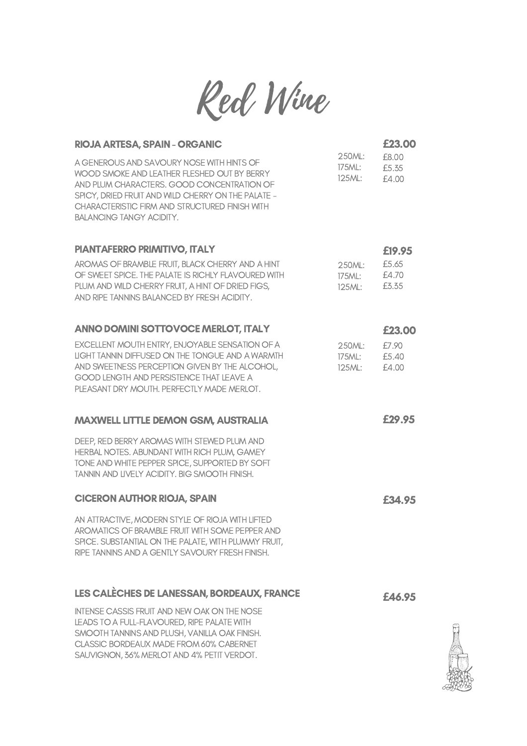# Red Wine

## RIOJA ARTESA, SPAIN - ORGANIC

**£23.00**

A GENEROUS AND SAVOURY NOSE WITH HINTS OF WOOD SMOKE AND LEATHER FLESHED OUT BY BERRY AND PLUM CHARACTERS. GOOD CONCENTRATION OF SPICY, DRIED FRUIT AND WILD CHERRY ON THE PALATE - CHARACTERISTIC FIRM AND STRUCTURED FINISH WITH BALANCING TANGY ACIDITY.

| | |
|---|---|
| 250ML: | £8.00 |
| 175ML: | £5.35 |
| 125ML: | £4.00 |

## PIANTAFERRO PRIMITIVO, ITALY

**£19.95**

AROMAS OF BRAMBLE FRUIT, BLACK CHERRY AND A HINT OF SWEET SPICE. THE PALATE IS RICHLY FLAVOURED WITH PLUM AND WILD CHERRY FRUIT, A HINT OF DRIED FIGS, AND RIPE TANNINS BALANCED BY FRESH ACIDITY.

| | |
|---|---|
| 250ML: | £5.65 |
| 175ML: | £4.70 |
| 125ML: | £3.35 |

## ANNO DOMINI SOTTOVOCE MERLOT, ITALY

**£23.00**

EXCELLENT MOUTH ENTRY, ENJOYABLE SENSATION OF A LIGHT TANNIN DIFFUSED ON THE TONGUE AND A WARMTH AND SWEETNESS PERCEPTION GIVEN BY THE ALCOHOL, GOOD LENGTH AND PERSISTENCE THAT LEAVE A PLEASANT DRY MOUTH. PERFECTLY MADE MERLOT.

| | |
|---|---|
| 250ML: | £7.90 |
| 175ML: | £5.40 |
| 125ML: | £4.00 |

## MAXWELL LITTLE DEMON GSM, AUSTRALIA

**£29.95**

DEEP, RED BERRY AROMAS WITH STEWED PLUM AND HERBAL NOTES. ABUNDANT WITH RICH PLUM, GAMEY TONE AND WHITE PEPPER SPICE, SUPPORTED BY SOFT TANNIN AND LIVELY ACIDITY. BIG SMOOTH FINISH.

## CICERON AUTHOR RIOJA, SPAIN

**£34.95**

AN ATTRACTIVE, MODERN STYLE OF RIOJA WITH LIFTED AROMATICS OF BRAMBLE FRUIT WITH SOME PEPPER AND SPICE. SUBSTANTIAL ON THE PALATE, WITH PLUMMY FRUIT, RIPE TANNINS AND A GENTLY SAVOURY FRESH FINISH.

## LES CALÈCHES DE LANESSAN, BORDEAUX, FRANCE

**£46.95**

INTENSE CASSIS FRUIT AND NEW OAK ON THE NOSE LEADS TO A FULL-FLAVOURED, RIPE PALATE WITH SMOOTH TANNINS AND PLUSH, VANILLA OAK FINISH. CLASSIC BORDEAUX MADE FROM 60% CABERNET SAUVIGNON, 36% MERLOT AND 4% PETIT VERDOT.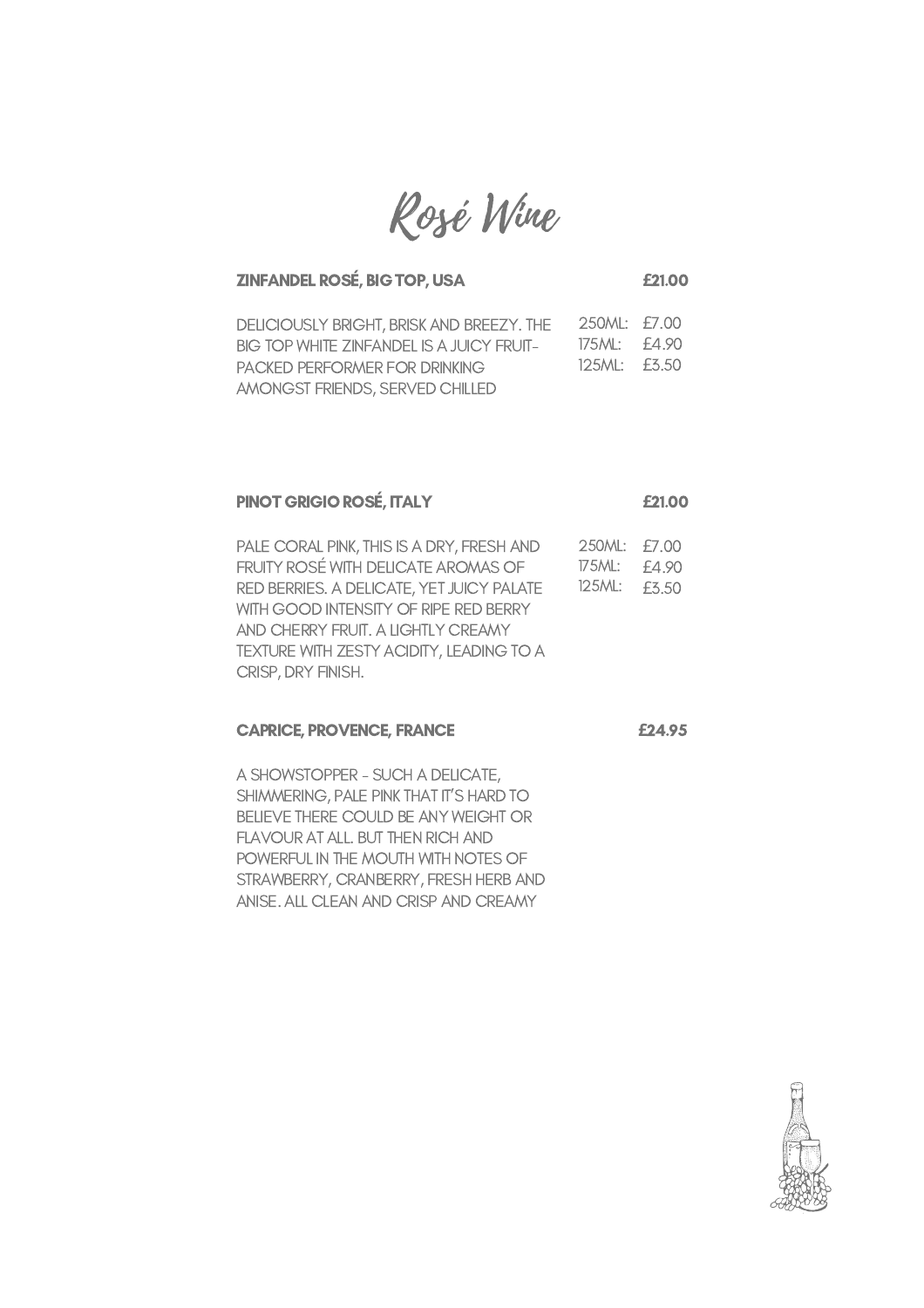# Rosé Wine

**ZINFANDEL ROSÉ, BIG TOP, USA** — **£21.00**

DELICIOUSLY BRIGHT, BRISK AND BREEZY. THE BIG TOP WHITE ZINFANDEL IS A JUICY FRUIT-PACKED PERFORMER FOR DRINKING AMONGST FRIENDS, SERVED CHILLED

250ML: £7.00
175ML: £4.90
125ML: £3.50

**PINOT GRIGIO ROSÉ, ITALY** — **£21.00**

PALE CORAL PINK, THIS IS A DRY, FRESH AND FRUITY ROSÉ WITH DELICATE AROMAS OF RED BERRIES. A DELICATE, YET JUICY PALATE WITH GOOD INTENSITY OF RIPE RED BERRY AND CHERRY FRUIT. A LIGHTLY CREAMY TEXTURE WITH ZESTY ACIDITY, LEADING TO A CRISP, DRY FINISH.

250ML: £7.00
175ML: £4.90
125ML: £3.50

**CAPRICE, PROVENCE, FRANCE** — **£24.95**

A SHOWSTOPPER - SUCH A DELICATE, SHIMMERING, PALE PINK THAT IT'S HARD TO BELIEVE THERE COULD BE ANY WEIGHT OR FLAVOUR AT ALL. BUT THEN RICH AND POWERFUL IN THE MOUTH WITH NOTES OF STRAWBERRY, CRANBERRY, FRESH HERB AND ANISE. ALL CLEAN AND CRISP AND CREAMY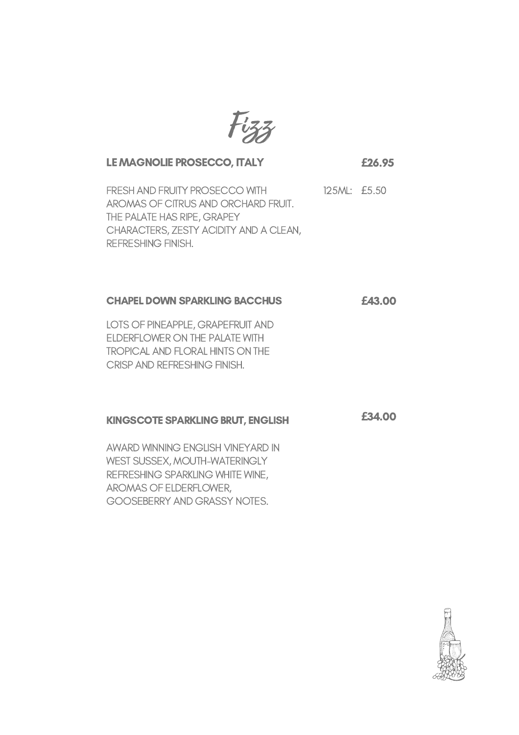# Fizz

**LE MAGNOLIE PROSECCO, ITALY** **£26.95**

FRESH AND FRUITY PROSECCO WITH AROMAS OF CITRUS AND ORCHARD FRUIT. THE PALATE HAS RIPE, GRAPEY CHARACTERS, ZESTY ACIDITY AND A CLEAN, REFRESHING FINISH.

125ML: £5.50

**CHAPEL DOWN SPARKLING BACCHUS** **£43.00**

LOTS OF PINEAPPLE, GRAPEFRUIT AND ELDERFLOWER ON THE PALATE WITH TROPICAL AND FLORAL HINTS ON THE CRISP AND REFRESHING FINISH.

**KINGSCOTE SPARKLING BRUT, ENGLISH** **£34.00**

AWARD WINNING ENGLISH VINEYARD IN WEST SUSSEX, MOUTH-WATERINGLY REFRESHING SPARKLING WHITE WINE, AROMAS OF ELDERFLOWER, GOOSEBERRY AND GRASSY NOTES.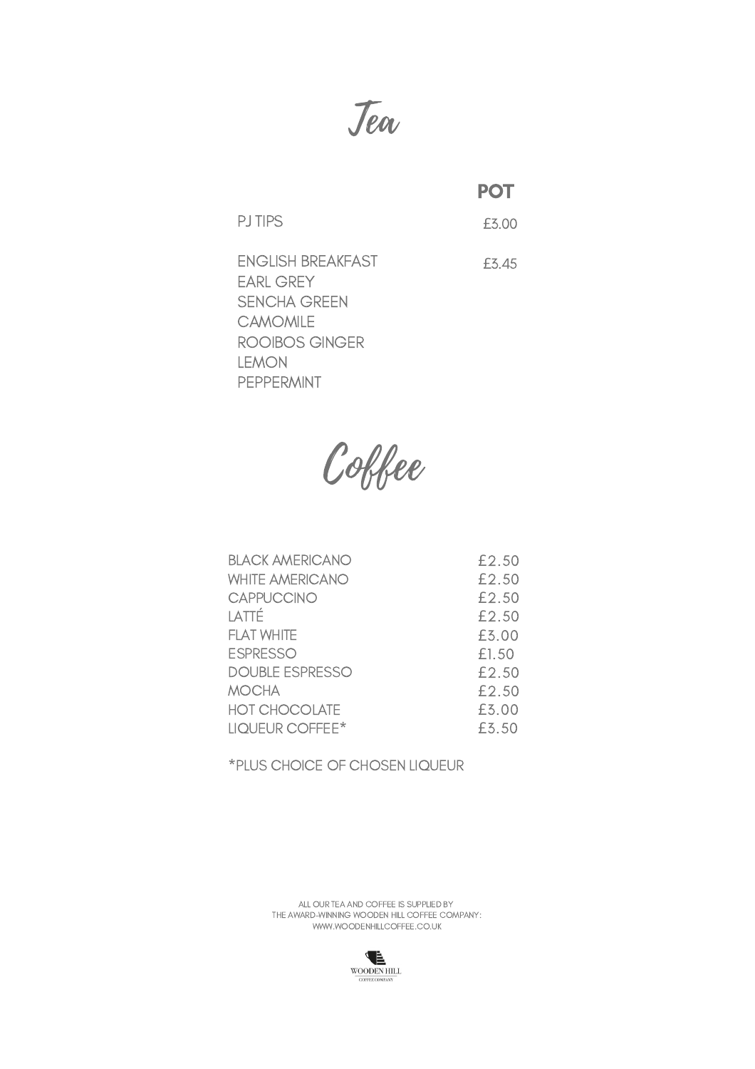# Tea

| | POT |
|---|---|
| PJ TIPS | £3.00 |
| ENGLISH BREAKFAST | £3.45 |
| EARL GREY | |
| SENCHA GREEN | |
| CAMOMILE | |
| ROOIBOS GINGER | |
| LEMON | |
| PEPPERMINT | |

# Coffee

| | |
|---|---|
| BLACK AMERICANO | £2.50 |
| WHITE AMERICANO | £2.50 |
| CAPPUCCINO | £2.50 |
| LATTÉ | £2.50 |
| FLAT WHITE | £3.00 |
| ESPRESSO | £1.50 |
| DOUBLE ESPRESSO | £2.50 |
| MOCHA | £2.50 |
| HOT CHOCOLATE | £3.00 |
| LIQUEUR COFFEE* | £3.50 |

*PLUS CHOICE OF CHOSEN LIQUEUR

ALL OUR TEA AND COFFEE IS SUPPLIED BY
THE AWARD-WINNING WOODEN HILL COFFEE COMPANY:
WWW.WOODENHILLCOFFEE.CO.UK

WOODEN HILL
COFFEE COMPANY